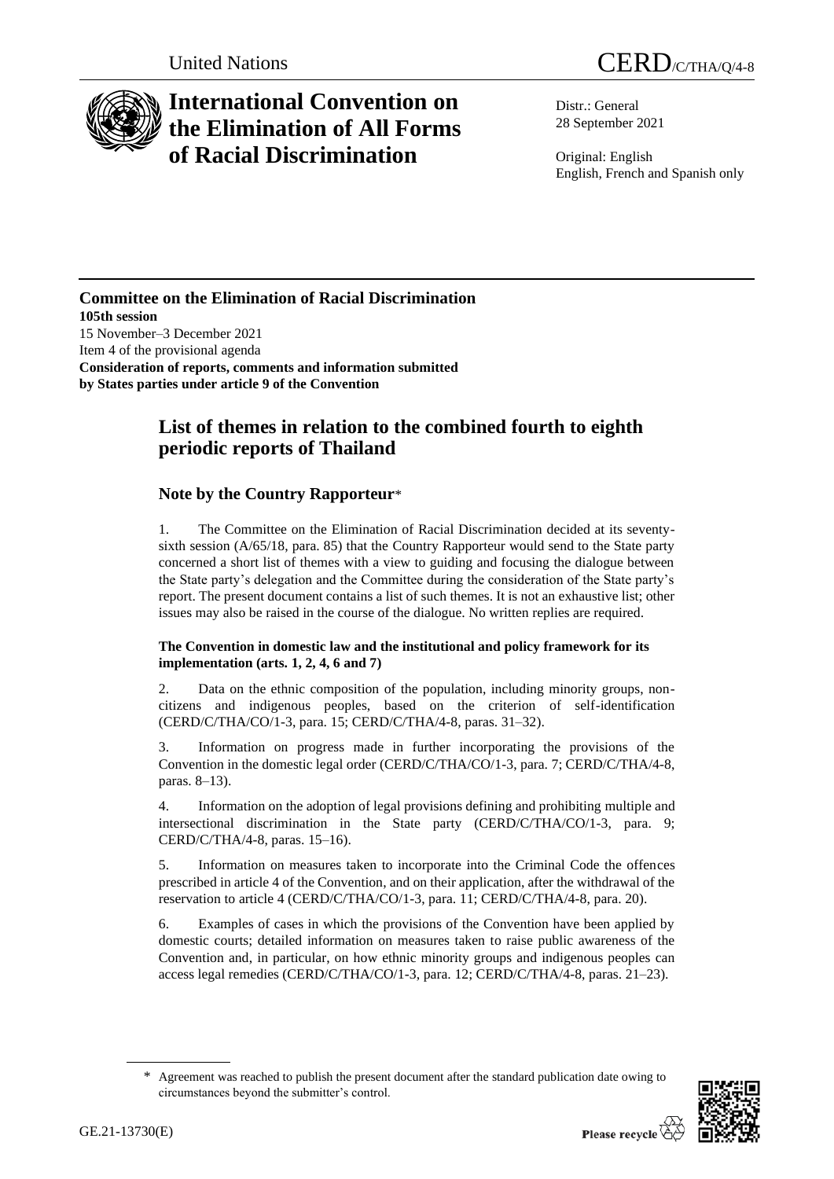United Nations CERD/C/THA/Q/4-8

# International Convention on the Elimination of All Forms of Racial Discrimination

Distr.: General
28 September 2021

Original: English
English, French and Spanish only

**Committee on the Elimination of Racial Discrimination**
**105th session**
15 November–3 December 2021
Item 4 of the provisional agenda
**Consideration of reports, comments and information submitted by States parties under article 9 of the Convention**

## List of themes in relation to the combined fourth to eighth periodic reports of Thailand

### Note by the Country Rapporteur*

1. The Committee on the Elimination of Racial Discrimination decided at its seventy-sixth session (A/65/18, para. 85) that the Country Rapporteur would send to the State party concerned a short list of themes with a view to guiding and focusing the dialogue between the State party's delegation and the Committee during the consideration of the State party's report. The present document contains a list of such themes. It is not an exhaustive list; other issues may also be raised in the course of the dialogue. No written replies are required.

#### The Convention in domestic law and the institutional and policy framework for its implementation (arts. 1, 2, 4, 6 and 7)

2. Data on the ethnic composition of the population, including minority groups, non-citizens and indigenous peoples, based on the criterion of self-identification (CERD/C/THA/CO/1-3, para. 15; CERD/C/THA/4-8, paras. 31–32).

3. Information on progress made in further incorporating the provisions of the Convention in the domestic legal order (CERD/C/THA/CO/1-3, para. 7; CERD/C/THA/4-8, paras. 8–13).

4. Information on the adoption of legal provisions defining and prohibiting multiple and intersectional discrimination in the State party (CERD/C/THA/CO/1-3, para. 9; CERD/C/THA/4-8, paras. 15–16).

5. Information on measures taken to incorporate into the Criminal Code the offences prescribed in article 4 of the Convention, and on their application, after the withdrawal of the reservation to article 4 (CERD/C/THA/CO/1-3, para. 11; CERD/C/THA/4-8, para. 20).

6. Examples of cases in which the provisions of the Convention have been applied by domestic courts; detailed information on measures taken to raise public awareness of the Convention and, in particular, on how ethnic minority groups and indigenous peoples can access legal remedies (CERD/C/THA/CO/1-3, para. 12; CERD/C/THA/4-8, paras. 21–23).

\* Agreement was reached to publish the present document after the standard publication date owing to circumstances beyond the submitter's control.

GE.21-13730(E)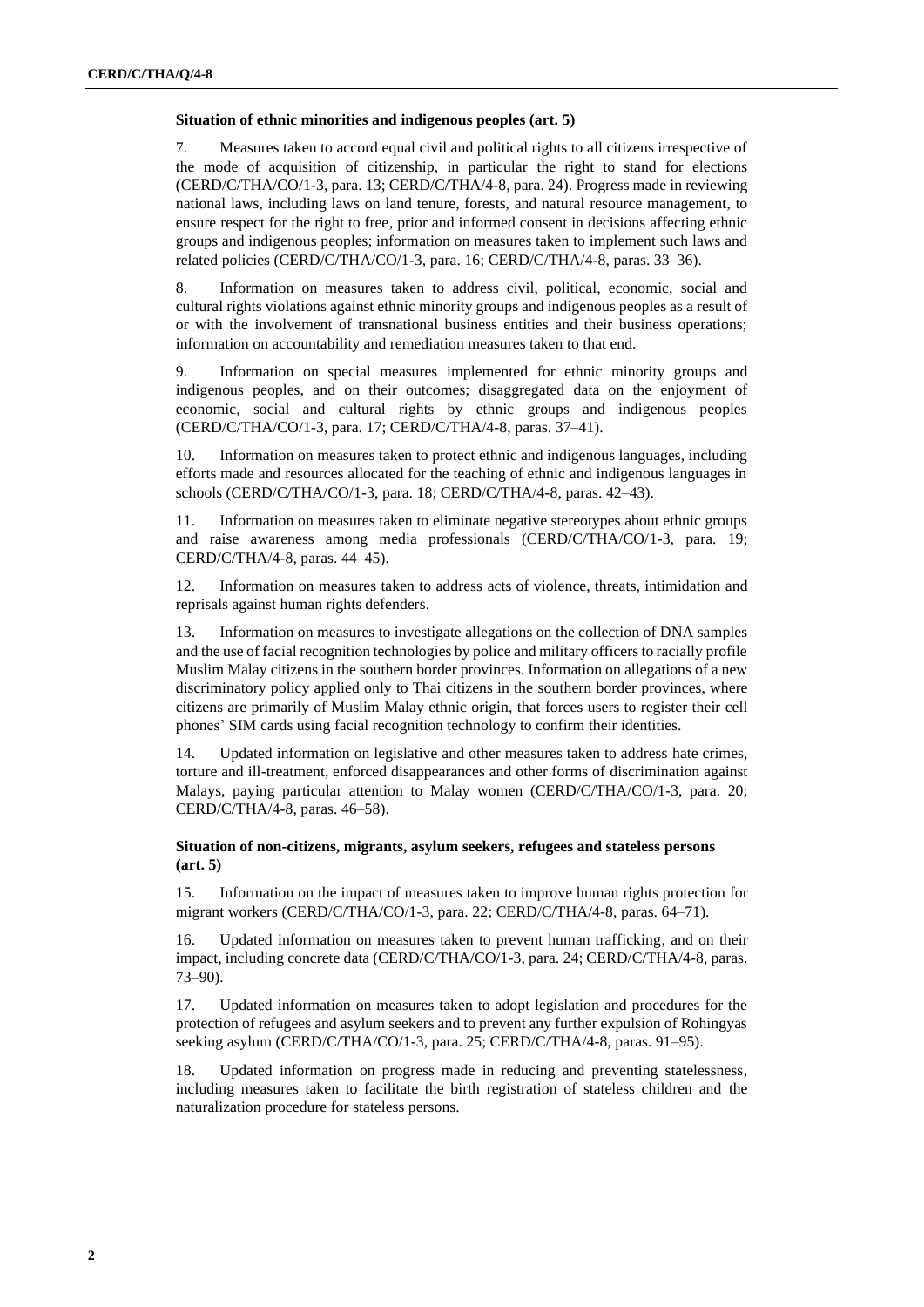### Situation of ethnic minorities and indigenous peoples (art. 5)

7. Measures taken to accord equal civil and political rights to all citizens irrespective of the mode of acquisition of citizenship, in particular the right to stand for elections (CERD/C/THA/CO/1-3, para. 13; CERD/C/THA/4-8, para. 24). Progress made in reviewing national laws, including laws on land tenure, forests, and natural resource management, to ensure respect for the right to free, prior and informed consent in decisions affecting ethnic groups and indigenous peoples; information on measures taken to implement such laws and related policies (CERD/C/THA/CO/1-3, para. 16; CERD/C/THA/4-8, paras. 33–36).

8. Information on measures taken to address civil, political, economic, social and cultural rights violations against ethnic minority groups and indigenous peoples as a result of or with the involvement of transnational business entities and their business operations; information on accountability and remediation measures taken to that end.

9. Information on special measures implemented for ethnic minority groups and indigenous peoples, and on their outcomes; disaggregated data on the enjoyment of economic, social and cultural rights by ethnic groups and indigenous peoples (CERD/C/THA/CO/1-3, para. 17; CERD/C/THA/4-8, paras. 37–41).

10. Information on measures taken to protect ethnic and indigenous languages, including efforts made and resources allocated for the teaching of ethnic and indigenous languages in schools (CERD/C/THA/CO/1-3, para. 18; CERD/C/THA/4-8, paras. 42–43).

11. Information on measures taken to eliminate negative stereotypes about ethnic groups and raise awareness among media professionals (CERD/C/THA/CO/1-3, para. 19; CERD/C/THA/4-8, paras. 44–45).

12. Information on measures taken to address acts of violence, threats, intimidation and reprisals against human rights defenders.

13. Information on measures to investigate allegations on the collection of DNA samples and the use of facial recognition technologies by police and military officers to racially profile Muslim Malay citizens in the southern border provinces. Information on allegations of a new discriminatory policy applied only to Thai citizens in the southern border provinces, where citizens are primarily of Muslim Malay ethnic origin, that forces users to register their cell phones' SIM cards using facial recognition technology to confirm their identities.

14. Updated information on legislative and other measures taken to address hate crimes, torture and ill-treatment, enforced disappearances and other forms of discrimination against Malays, paying particular attention to Malay women (CERD/C/THA/CO/1-3, para. 20; CERD/C/THA/4-8, paras. 46–58).

### Situation of non-citizens, migrants, asylum seekers, refugees and stateless persons (art. 5)

15. Information on the impact of measures taken to improve human rights protection for migrant workers (CERD/C/THA/CO/1-3, para. 22; CERD/C/THA/4-8, paras. 64–71).

16. Updated information on measures taken to prevent human trafficking, and on their impact, including concrete data (CERD/C/THA/CO/1-3, para. 24; CERD/C/THA/4-8, paras. 73–90).

17. Updated information on measures taken to adopt legislation and procedures for the protection of refugees and asylum seekers and to prevent any further expulsion of Rohingyas seeking asylum (CERD/C/THA/CO/1-3, para. 25; CERD/C/THA/4-8, paras. 91–95).

18. Updated information on progress made in reducing and preventing statelessness, including measures taken to facilitate the birth registration of stateless children and the naturalization procedure for stateless persons.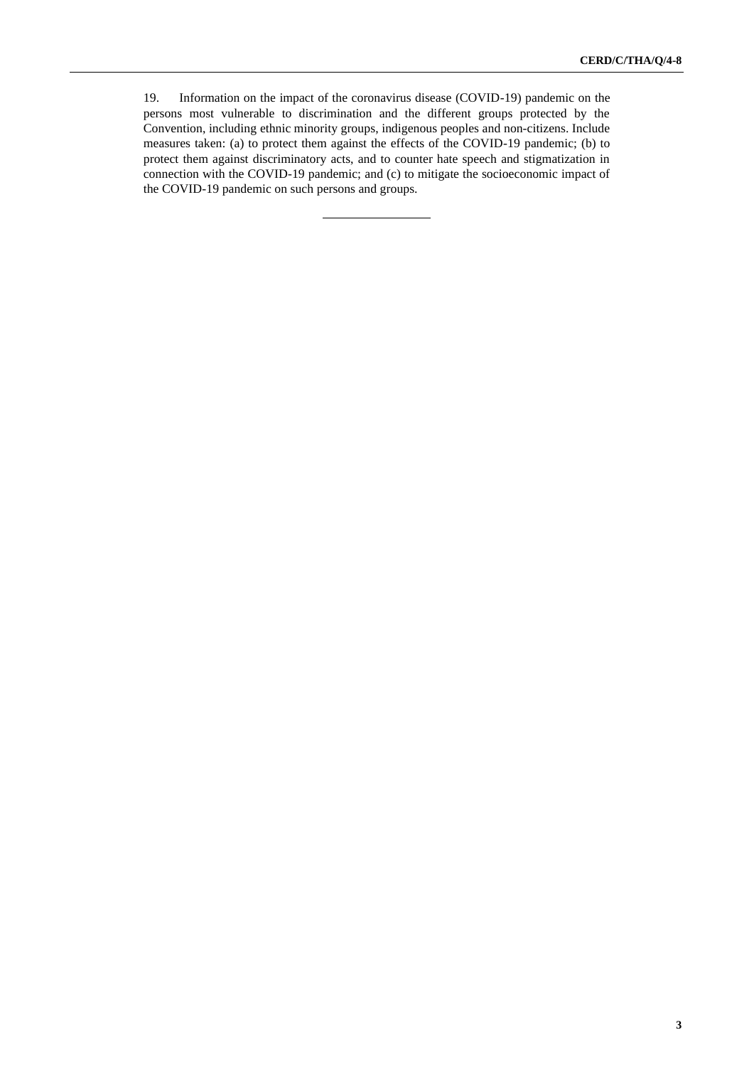19. Information on the impact of the coronavirus disease (COVID-19) pandemic on the persons most vulnerable to discrimination and the different groups protected by the Convention, including ethnic minority groups, indigenous peoples and non-citizens. Include measures taken: (a) to protect them against the effects of the COVID-19 pandemic; (b) to protect them against discriminatory acts, and to counter hate speech and stigmatization in connection with the COVID-19 pandemic; and (c) to mitigate the socioeconomic impact of the COVID-19 pandemic on such persons and groups.